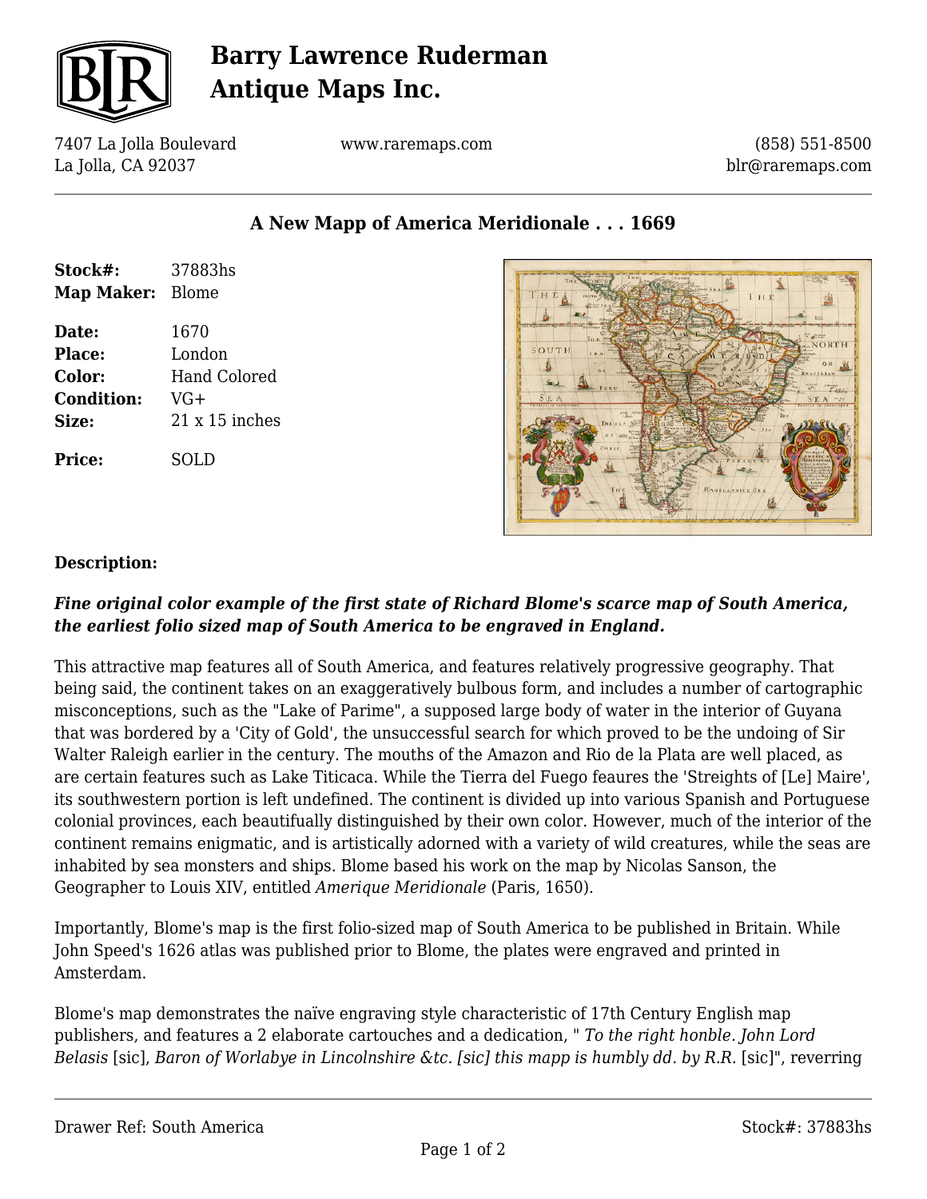# Barry Lawrence Ruderman Antique Maps Inc.

7407 La Jolla Boulevard
La Jolla, CA 92037

www.raremaps.com

(858) 551-8500
blr@raremaps.com

## A New Mapp of America Meridionale . . . 1669

| | |
|---|---|
| **Stock#:** | 37883hs |
| **Map Maker:** | Blome |
| **Date:** | 1670 |
| **Place:** | London |
| **Color:** | Hand Colored |
| **Condition:** | VG+ |
| **Size:** | 21 x 15 inches |
| **Price:** | SOLD |

### Description:

***Fine original color example of the first state of Richard Blome's scarce map of South America, the earliest folio sized map of South America to be engraved in England.***

This attractive map features all of South America, and features relatively progressive geography. That being said, the continent takes on an exaggeratively bulbous form, and includes a number of cartographic misconceptions, such as the "Lake of Parime", a supposed large body of water in the interior of Guyana that was bordered by a 'City of Gold', the unsuccessful search for which proved to be the undoing of Sir Walter Raleigh earlier in the century. The mouths of the Amazon and Rio de la Plata are well placed, as are certain features such as Lake Titicaca. While the Tierra del Fuego feaures the 'Streights of [Le] Maire', its southwestern portion is left undefined. The continent is divided up into various Spanish and Portuguese colonial provinces, each beautifully distinguished by their own color. However, much of the interior of the continent remains enigmatic, and is artistically adorned with a variety of wild creatures, while the seas are inhabited by sea monsters and ships. Blome based his work on the map by Nicolas Sanson, the Geographer to Louis XIV, entitled *Amerique Meridionale* (Paris, 1650).

Importantly, Blome's map is the first folio-sized map of South America to be published in Britain. While John Speed's 1626 atlas was published prior to Blome, the plates were engraved and printed in Amsterdam.

Blome's map demonstrates the naïve engraving style characteristic of 17th Century English map publishers, and features a 2 elaborate cartouches and a dedication, " *To the right honble. John Lord Belasis* [sic], *Baron of Worlabye in Lincolnshire &tc. [sic] this mapp is humbly dd. by R.R.* [sic]", reverring

Drawer Ref: South America

Stock#: 37883hs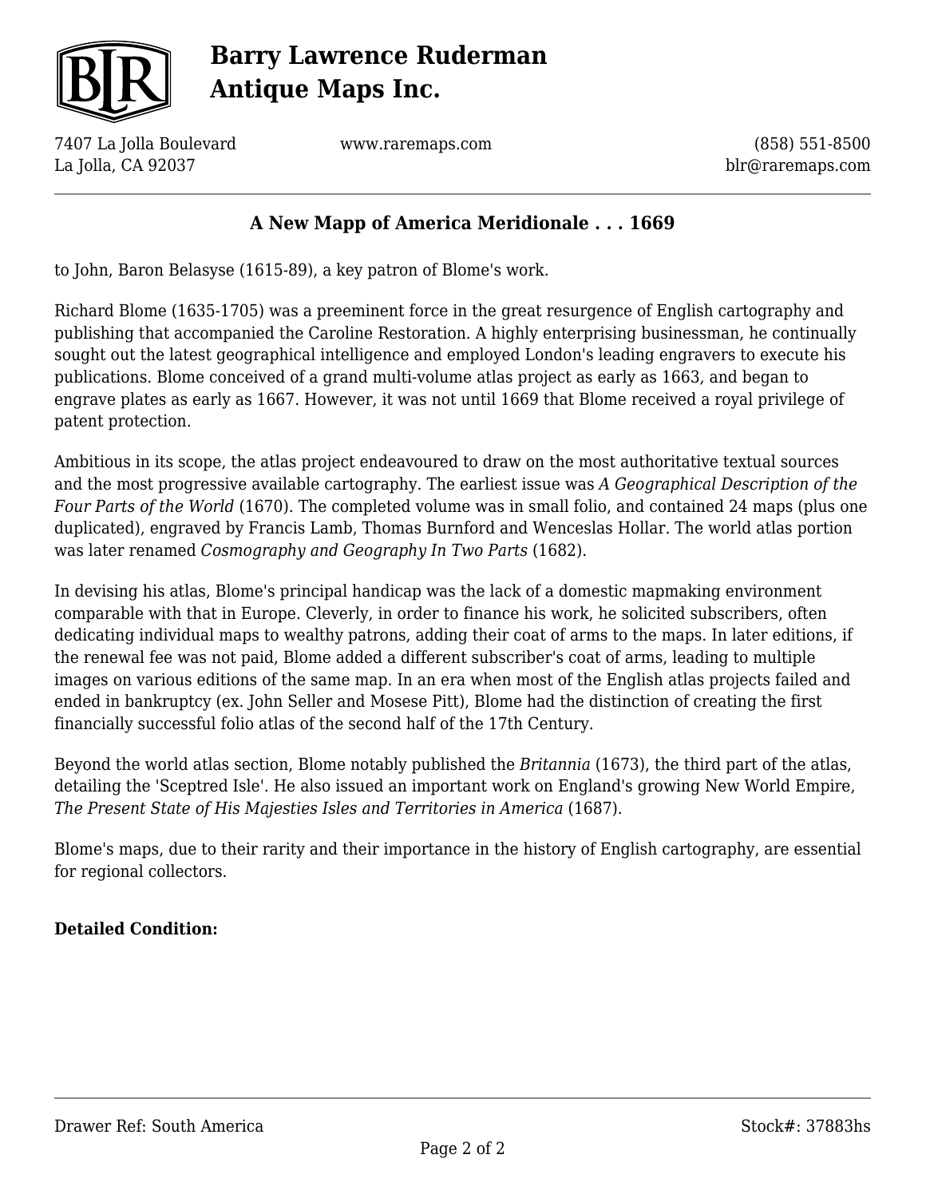to John, Baron Belasyse (1615-89), a key patron of Blome's work.

Richard Blome (1635-1705) was a preeminent force in the great resurgence of English cartography and publishing that accompanied the Caroline Restoration. A highly enterprising businessman, he continually sought out the latest geographical intelligence and employed London's leading engravers to execute his publications. Blome conceived of a grand multi-volume atlas project as early as 1663, and began to engrave plates as early as 1667. However, it was not until 1669 that Blome received a royal privilege of patent protection.

Ambitious in its scope, the atlas project endeavoured to draw on the most authoritative textual sources and the most progressive available cartography. The earliest issue was *A Geographical Description of the Four Parts of the World* (1670). The completed volume was in small folio, and contained 24 maps (plus one duplicated), engraved by Francis Lamb, Thomas Burnford and Wenceslas Hollar. The world atlas portion was later renamed *Cosmography and Geography In Two Parts* (1682).

In devising his atlas, Blome's principal handicap was the lack of a domestic mapmaking environment comparable with that in Europe. Cleverly, in order to finance his work, he solicited subscribers, often dedicating individual maps to wealthy patrons, adding their coat of arms to the maps. In later editions, if the renewal fee was not paid, Blome added a different subscriber's coat of arms, leading to multiple images on various editions of the same map. In an era when most of the English atlas projects failed and ended in bankruptcy (ex. John Seller and Mosese Pitt), Blome had the distinction of creating the first financially successful folio atlas of the second half of the 17th Century.

Beyond the world atlas section, Blome notably published the *Britannia* (1673), the third part of the atlas, detailing the 'Sceptred Isle'. He also issued an important work on England's growing New World Empire, *The Present State of His Majesties Isles and Territories in America* (1687).

Blome's maps, due to their rarity and their importance in the history of English cartography, are essential for regional collectors.

**Detailed Condition:**